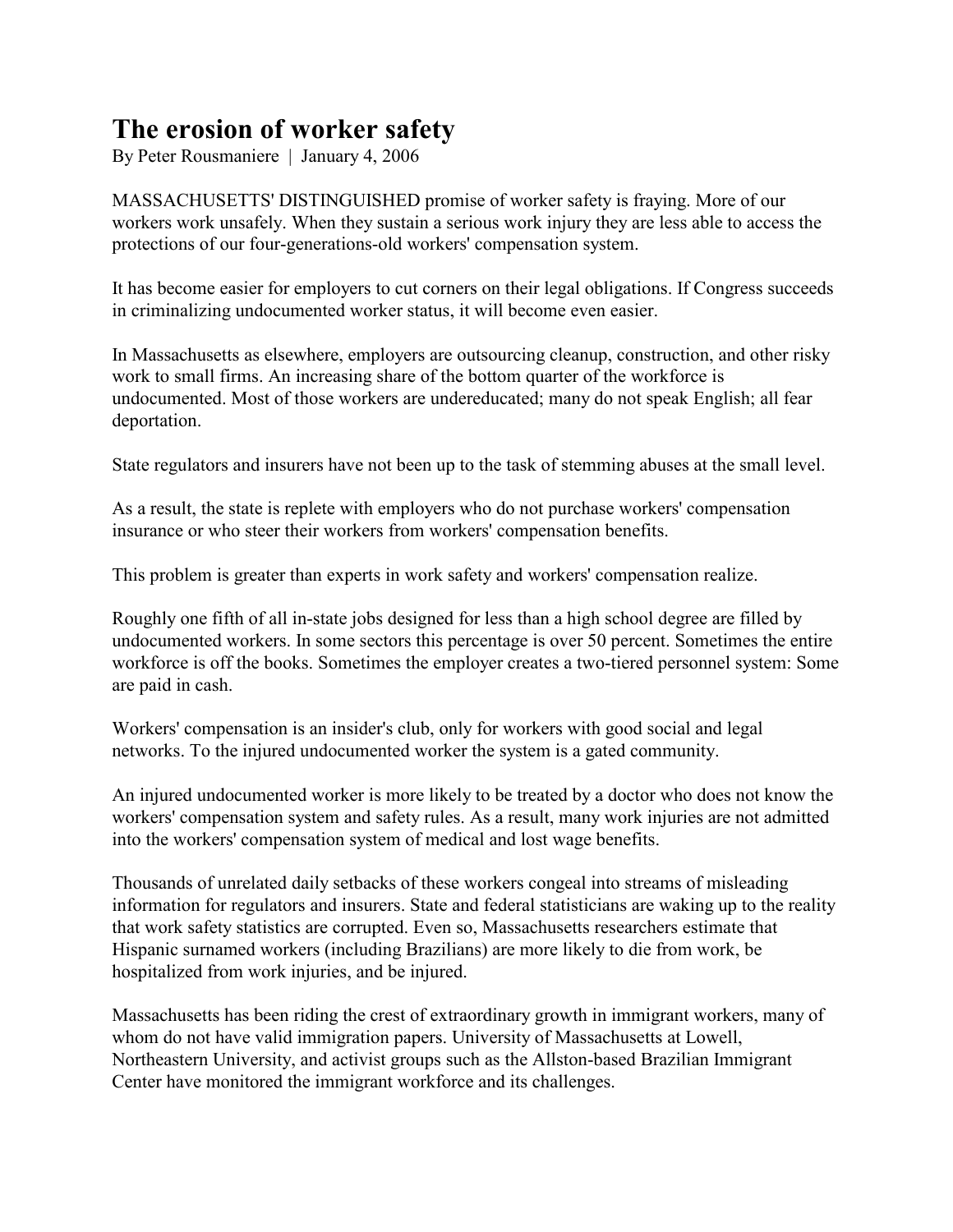# The erosion of worker safety

By Peter Rousmaniere | January 4, 2006

MASSACHUSETTS' DISTINGUISHED promise of worker safety is fraying. More of our workers work unsafely. When they sustain a serious work injury they are less able to access the protections of our four-generations-old workers' compensation system.

It has become easier for employers to cut corners on their legal obligations. If Congress succeeds in criminalizing undocumented worker status, it will become even easier.

In Massachusetts as elsewhere, employers are outsourcing cleanup, construction, and other risky work to small firms. An increasing share of the bottom quarter of the workforce is undocumented. Most of those workers are undereducated; many do not speak English; all fear deportation.

State regulators and insurers have not been up to the task of stemming abuses at the small level.

As a result, the state is replete with employers who do not purchase workers' compensation insurance or who steer their workers from workers' compensation benefits.

This problem is greater than experts in work safety and workers' compensation realize.

Roughly one fifth of all in-state jobs designed for less than a high school degree are filled by undocumented workers. In some sectors this percentage is over 50 percent. Sometimes the entire workforce is off the books. Sometimes the employer creates a two-tiered personnel system: Some are paid in cash.

Workers' compensation is an insider's club, only for workers with good social and legal networks. To the injured undocumented worker the system is a gated community.

An injured undocumented worker is more likely to be treated by a doctor who does not know the workers' compensation system and safety rules. As a result, many work injuries are not admitted into the workers' compensation system of medical and lost wage benefits.

Thousands of unrelated daily setbacks of these workers congeal into streams of misleading information for regulators and insurers. State and federal statisticians are waking up to the reality that work safety statistics are corrupted. Even so, Massachusetts researchers estimate that Hispanic surnamed workers (including Brazilians) are more likely to die from work, be hospitalized from work injuries, and be injured.

Massachusetts has been riding the crest of extraordinary growth in immigrant workers, many of whom do not have valid immigration papers. University of Massachusetts at Lowell, Northeastern University, and activist groups such as the Allston-based Brazilian Immigrant Center have monitored the immigrant workforce and its challenges.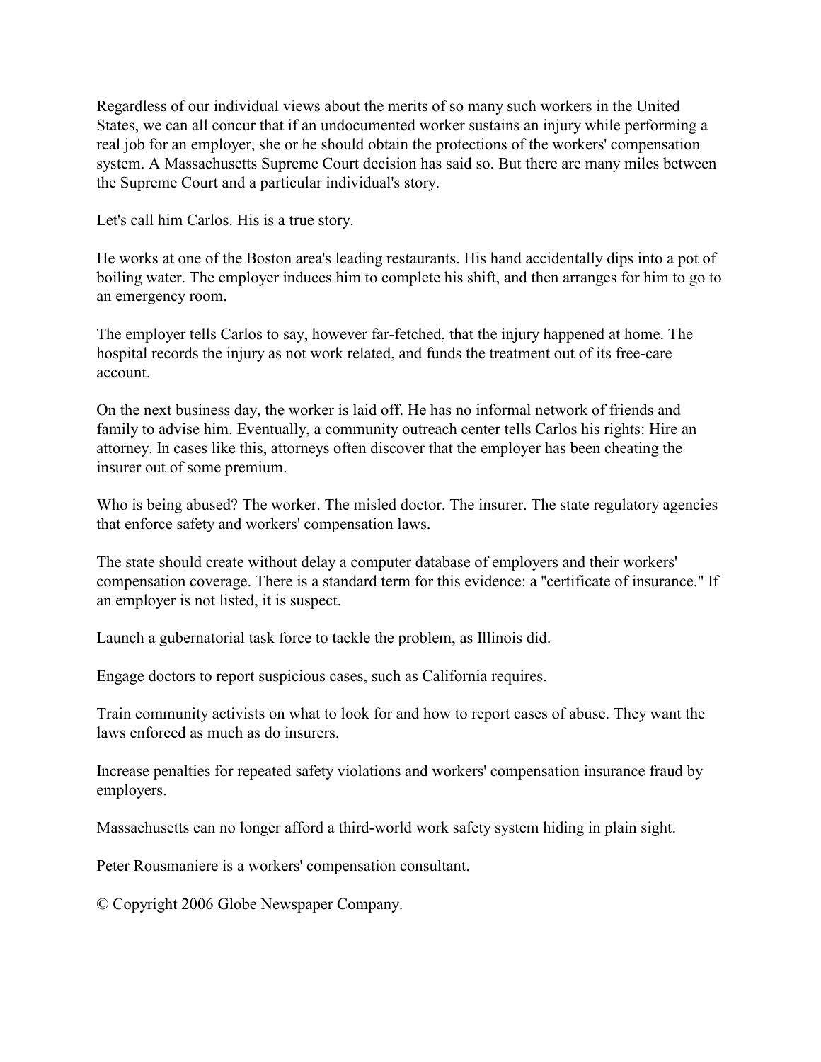Regardless of our individual views about the merits of so many such workers in the United States, we can all concur that if an undocumented worker sustains an injury while performing a real job for an employer, she or he should obtain the protections of the workers' compensation system. A Massachusetts Supreme Court decision has said so. But there are many miles between the Supreme Court and a particular individual's story.

Let's call him Carlos. His is a true story.

He works at one of the Boston area's leading restaurants. His hand accidentally dips into a pot of boiling water. The employer induces him to complete his shift, and then arranges for him to go to an emergency room.

The employer tells Carlos to say, however far-fetched, that the injury happened at home. The hospital records the injury as not work related, and funds the treatment out of its free-care account.

On the next business day, the worker is laid off. He has no informal network of friends and family to advise him. Eventually, a community outreach center tells Carlos his rights: Hire an attorney. In cases like this, attorneys often discover that the employer has been cheating the insurer out of some premium.

Who is being abused? The worker. The misled doctor. The insurer. The state regulatory agencies that enforce safety and workers' compensation laws.

The state should create without delay a computer database of employers and their workers' compensation coverage. There is a standard term for this evidence: a "certificate of insurance." If an employer is not listed, it is suspect.

Launch a gubernatorial task force to tackle the problem, as Illinois did.

Engage doctors to report suspicious cases, such as California requires.

Train community activists on what to look for and how to report cases of abuse. They want the laws enforced as much as do insurers.

Increase penalties for repeated safety violations and workers' compensation insurance fraud by employers.

Massachusetts can no longer afford a third-world work safety system hiding in plain sight.

Peter Rousmaniere is a workers' compensation consultant.

© Copyright 2006 Globe Newspaper Company.